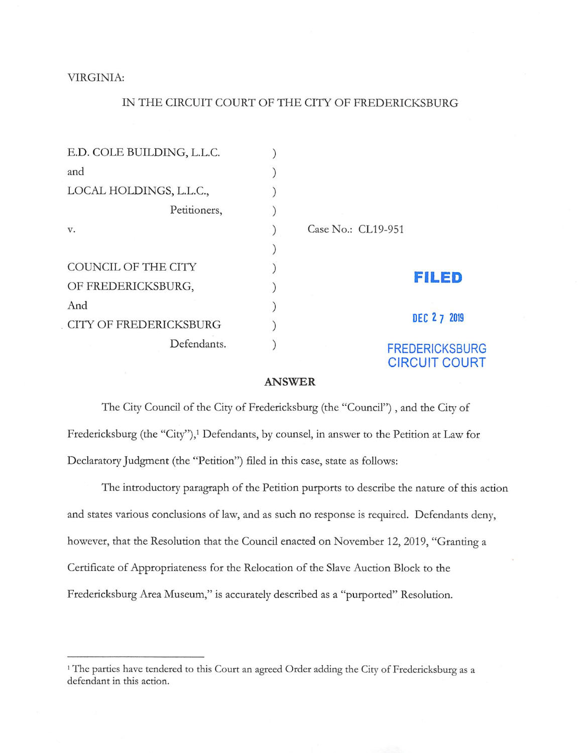VIRGINIA:

IN THE CIRCUIT COURT OF THE CITY OF FREDERICKSBURG

| | | |
|---|---|---|
| E.D. COLE BUILDING, L.L.C. | ) | |
| and | ) | |
| LOCAL HOLDINGS, L.L.C., | ) | |
| Petitioners, | ) | |
| v. | ) | Case No.: CL19-951 |
| | ) | |
| COUNCIL OF THE CITY | ) | FILED |
| OF FREDERICKSBURG, | ) | |
| And | ) | DEC 27 2019 |
| CITY OF FREDERICKSBURG | ) | |
| Defendants. | ) | FREDERICKSBURG CIRCUIT COURT |

## ANSWER

The City Council of the City of Fredericksburg (the "Council") , and the City of Fredericksburg (the "City"),[1] Defendants, by counsel, in answer to the Petition at Law for Declaratory Judgment (the "Petition") filed in this case, state as follows:

The introductory paragraph of the Petition purports to describe the nature of this action and states various conclusions of law, and as such no response is required. Defendants deny, however, that the Resolution that the Council enacted on November 12, 2019, "Granting a Certificate of Appropriateness for the Relocation of the Slave Auction Block to the Fredericksburg Area Museum," is accurately described as a "purported" Resolution.

---

[1] The parties have tendered to this Court an agreed Order adding the City of Fredericksburg as a defendant in this action.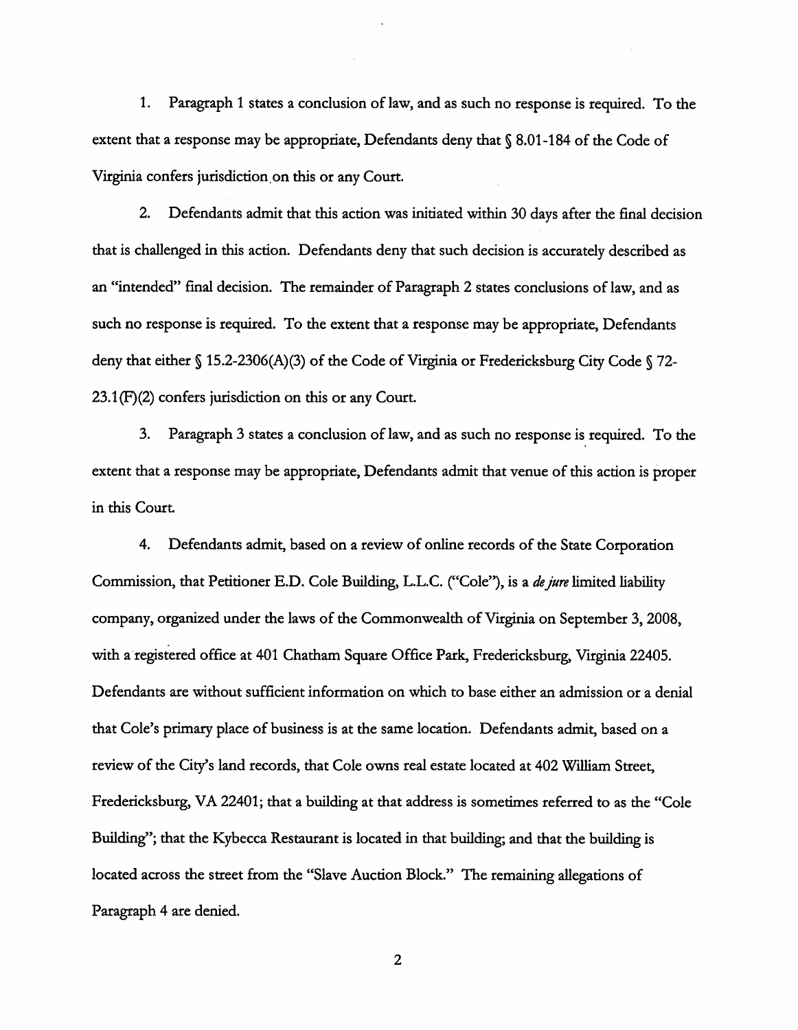1. Paragraph 1 states a conclusion of law, and as such no response is required. To the extent that a response may be appropriate, Defendants deny that § 8.01-184 of the Code of Virginia confers jurisdiction on this or any Court.

2. Defendants admit that this action was initiated within 30 days after the final decision that is challenged in this action. Defendants deny that such decision is accurately described as an "intended" final decision. The remainder of Paragraph 2 states conclusions of law, and as such no response is required. To the extent that a response may be appropriate, Defendants deny that either § 15.2-2306(A)(3) of the Code of Virginia or Fredericksburg City Code § 72-23.1(F)(2) confers jurisdiction on this or any Court.

3. Paragraph 3 states a conclusion of law, and as such no response is required. To the extent that a response may be appropriate, Defendants admit that venue of this action is proper in this Court.

4. Defendants admit, based on a review of online records of the State Corporation Commission, that Petitioner E.D. Cole Building, L.L.C. ("Cole"), is a *de jure* limited liability company, organized under the laws of the Commonwealth of Virginia on September 3, 2008, with a registered office at 401 Chatham Square Office Park, Fredericksburg, Virginia 22405. Defendants are without sufficient information on which to base either an admission or a denial that Cole's primary place of business is at the same location. Defendants admit, based on a review of the City's land records, that Cole owns real estate located at 402 William Street, Fredericksburg, VA 22401; that a building at that address is sometimes referred to as the "Cole Building"; that the Kybecca Restaurant is located in that building; and that the building is located across the street from the "Slave Auction Block." The remaining allegations of Paragraph 4 are denied.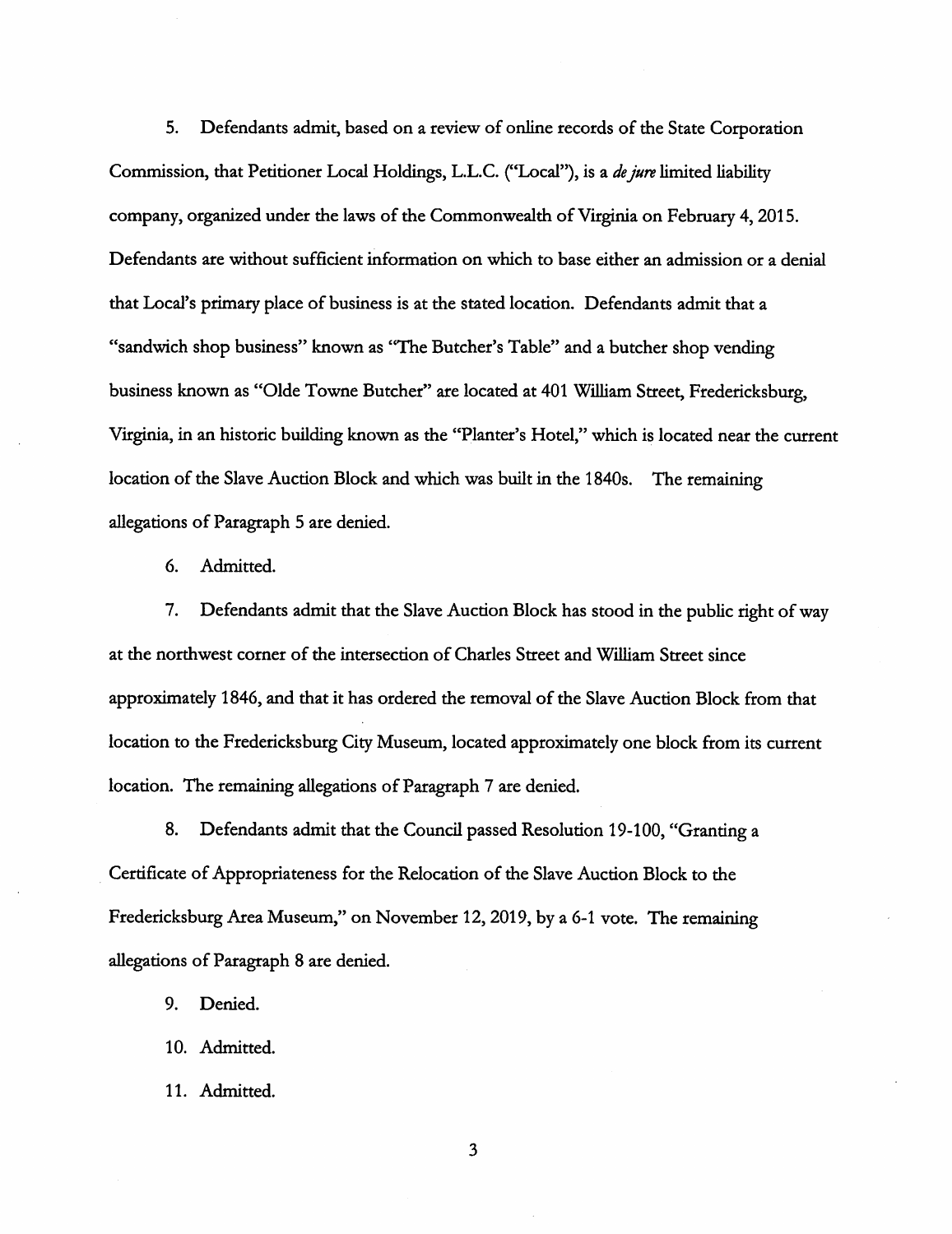5. Defendants admit, based on a review of online records of the State Corporation Commission, that Petitioner Local Holdings, L.L.C. ("Local"), is a *de jure* limited liability company, organized under the laws of the Commonwealth of Virginia on February 4, 2015. Defendants are without sufficient information on which to base either an admission or a denial that Local's primary place of business is at the stated location. Defendants admit that a "sandwich shop business" known as "The Butcher's Table" and a butcher shop vending business known as "Olde Towne Butcher" are located at 401 William Street, Fredericksburg, Virginia, in an historic building known as the "Planter's Hotel," which is located near the current location of the Slave Auction Block and which was built in the 1840s. The remaining allegations of Paragraph 5 are denied.

6. Admitted.

7. Defendants admit that the Slave Auction Block has stood in the public right of way at the northwest corner of the intersection of Charles Street and William Street since approximately 1846, and that it has ordered the removal of the Slave Auction Block from that location to the Fredericksburg City Museum, located approximately one block from its current location. The remaining allegations of Paragraph 7 are denied.

8. Defendants admit that the Council passed Resolution 19-100, "Granting a Certificate of Appropriateness for the Relocation of the Slave Auction Block to the Fredericksburg Area Museum," on November 12, 2019, by a 6-1 vote. The remaining allegations of Paragraph 8 are denied.

9. Denied.

10. Admitted.

11. Admitted.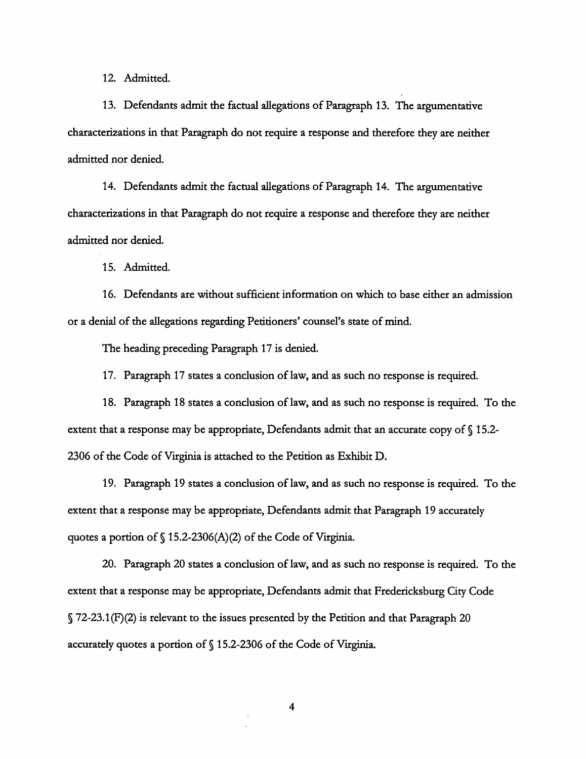12. Admitted.

13. Defendants admit the factual allegations of Paragraph 13. The argumentative characterizations in that Paragraph do not require a response and therefore they are neither admitted nor denied.

14. Defendants admit the factual allegations of Paragraph 14. The argumentative characterizations in that Paragraph do not require a response and therefore they are neither admitted nor denied.

15. Admitted.

16. Defendants are without sufficient information on which to base either an admission or a denial of the allegations regarding Petitioners' counsel's state of mind.

The heading preceding Paragraph 17 is denied.

17. Paragraph 17 states a conclusion of law, and as such no response is required.

18. Paragraph 18 states a conclusion of law, and as such no response is required. To the extent that a response may be appropriate, Defendants admit that an accurate copy of § 15.2-2306 of the Code of Virginia is attached to the Petition as Exhibit D.

19. Paragraph 19 states a conclusion of law, and as such no response is required. To the extent that a response may be appropriate, Defendants admit that Paragraph 19 accurately quotes a portion of § 15.2-2306(A)(2) of the Code of Virginia.

20. Paragraph 20 states a conclusion of law, and as such no response is required. To the extent that a response may be appropriate, Defendants admit that Fredericksburg City Code § 72-23.1(F)(2) is relevant to the issues presented by the Petition and that Paragraph 20 accurately quotes a portion of § 15.2-2306 of the Code of Virginia.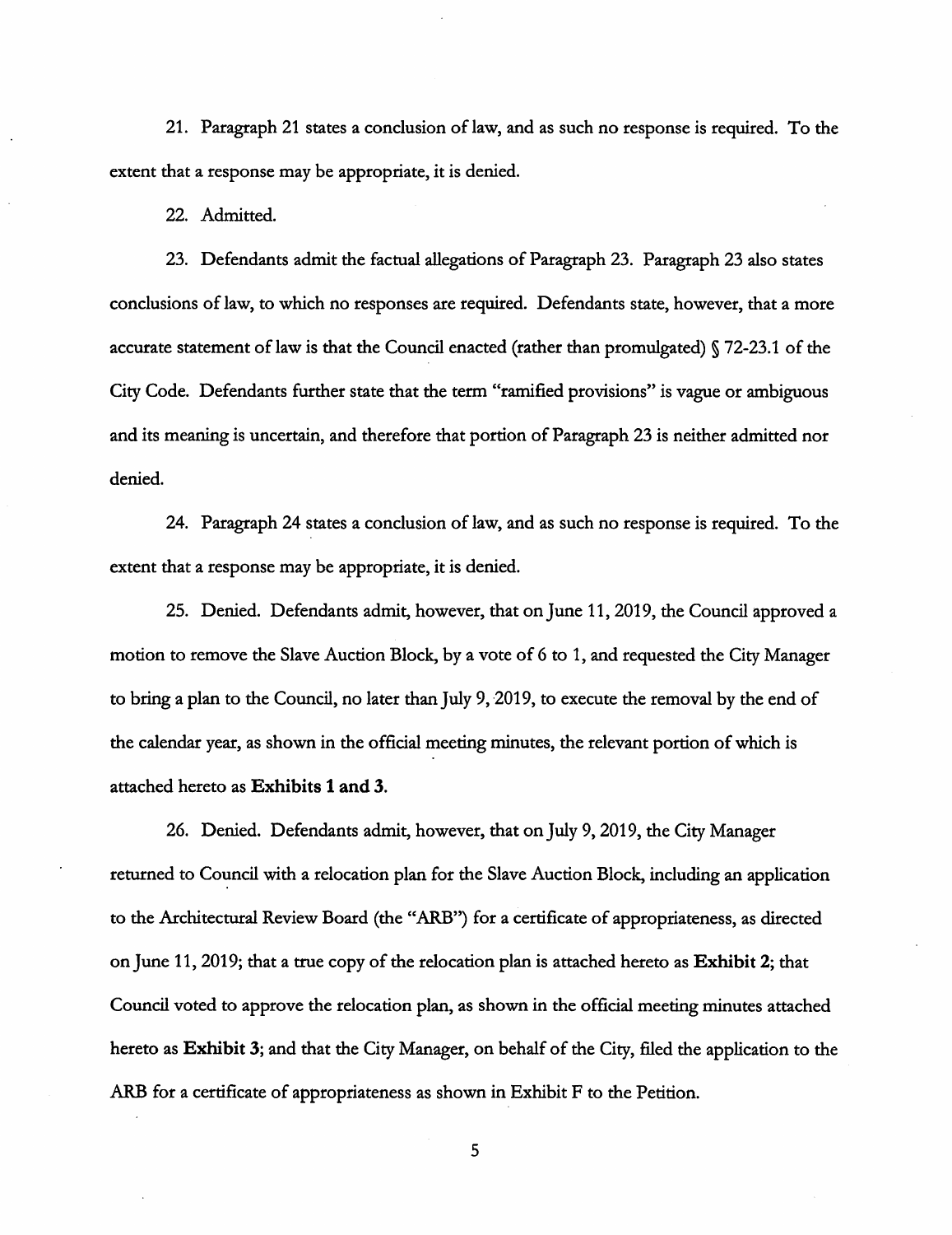21. Paragraph 21 states a conclusion of law, and as such no response is required. To the extent that a response may be appropriate, it is denied.

22. Admitted.

23. Defendants admit the factual allegations of Paragraph 23. Paragraph 23 also states conclusions of law, to which no responses are required. Defendants state, however, that a more accurate statement of law is that the Council enacted (rather than promulgated) § 72-23.1 of the City Code. Defendants further state that the term "ramified provisions" is vague or ambiguous and its meaning is uncertain, and therefore that portion of Paragraph 23 is neither admitted nor denied.

24. Paragraph 24 states a conclusion of law, and as such no response is required. To the extent that a response may be appropriate, it is denied.

25. Denied. Defendants admit, however, that on June 11, 2019, the Council approved a motion to remove the Slave Auction Block, by a vote of 6 to 1, and requested the City Manager to bring a plan to the Council, no later than July 9, 2019, to execute the removal by the end of the calendar year, as shown in the official meeting minutes, the relevant portion of which is attached hereto as **Exhibits 1 and 3**.

26. Denied. Defendants admit, however, that on July 9, 2019, the City Manager returned to Council with a relocation plan for the Slave Auction Block, including an application to the Architectural Review Board (the "ARB") for a certificate of appropriateness, as directed on June 11, 2019; that a true copy of the relocation plan is attached hereto as **Exhibit 2**; that Council voted to approve the relocation plan, as shown in the official meeting minutes attached hereto as **Exhibit 3**; and that the City Manager, on behalf of the City, filed the application to the ARB for a certificate of appropriateness as shown in Exhibit F to the Petition.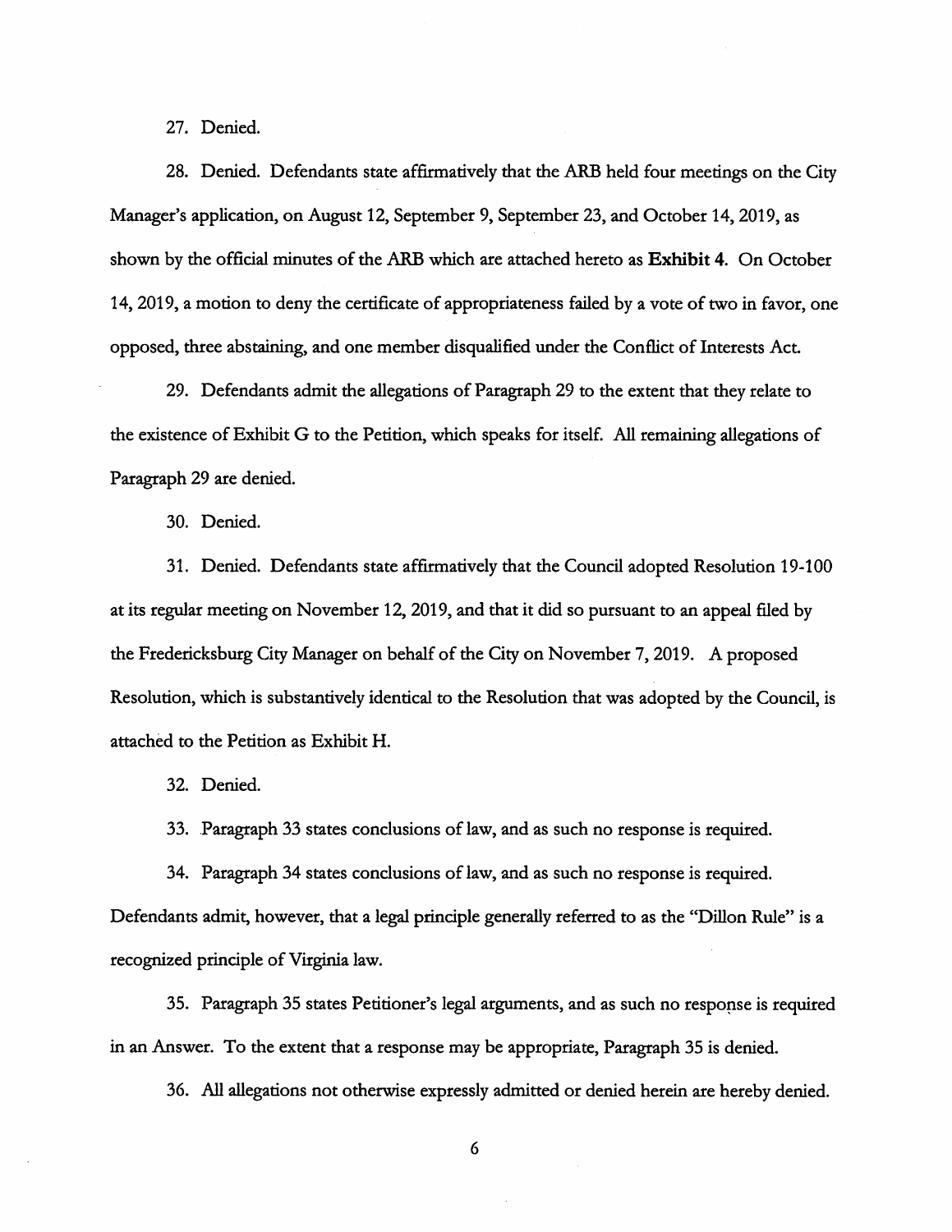27. Denied.

28. Denied. Defendants state affirmatively that the ARB held four meetings on the City Manager's application, on August 12, September 9, September 23, and October 14, 2019, as shown by the official minutes of the ARB which are attached hereto as **Exhibit 4**. On October 14, 2019, a motion to deny the certificate of appropriateness failed by a vote of two in favor, one opposed, three abstaining, and one member disqualified under the Conflict of Interests Act.

29. Defendants admit the allegations of Paragraph 29 to the extent that they relate to the existence of Exhibit G to the Petition, which speaks for itself. All remaining allegations of Paragraph 29 are denied.

30. Denied.

31. Denied. Defendants state affirmatively that the Council adopted Resolution 19-100 at its regular meeting on November 12, 2019, and that it did so pursuant to an appeal filed by the Fredericksburg City Manager on behalf of the City on November 7, 2019. A proposed Resolution, which is substantively identical to the Resolution that was adopted by the Council, is attached to the Petition as Exhibit H.

32. Denied.

33. Paragraph 33 states conclusions of law, and as such no response is required.

34. Paragraph 34 states conclusions of law, and as such no response is required. Defendants admit, however, that a legal principle generally referred to as the "Dillon Rule" is a recognized principle of Virginia law.

35. Paragraph 35 states Petitioner's legal arguments, and as such no response is required in an Answer. To the extent that a response may be appropriate, Paragraph 35 is denied.

36. All allegations not otherwise expressly admitted or denied herein are hereby denied.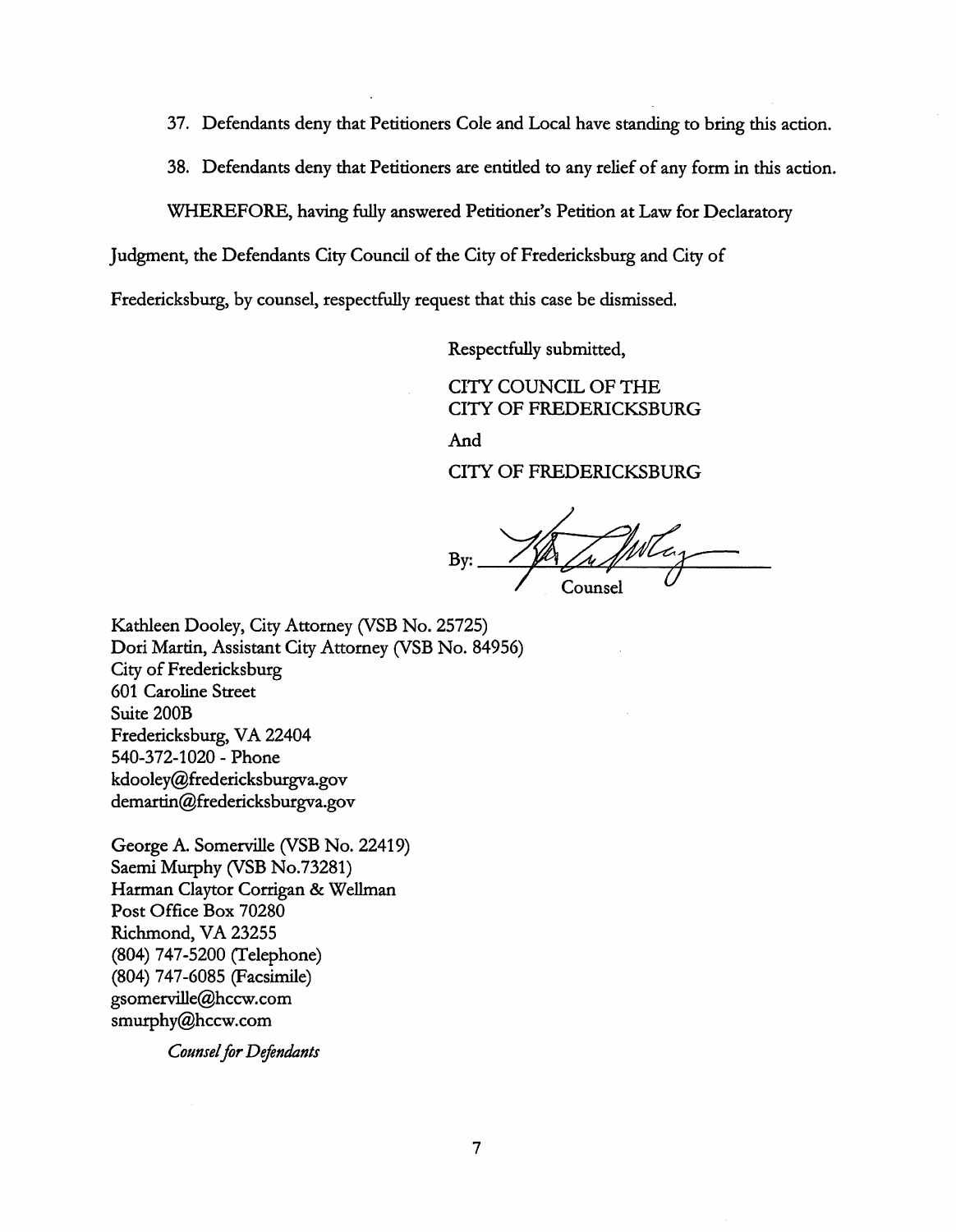37. Defendants deny that Petitioners Cole and Local have standing to bring this action.

38. Defendants deny that Petitioners are entitled to any relief of any form in this action.

WHEREFORE, having fully answered Petitioner's Petition at Law for Declaratory Judgment, the Defendants City Council of the City of Fredericksburg and City of Fredericksburg, by counsel, respectfully request that this case be dismissed.

Respectfully submitted,

CITY COUNCIL OF THE
CITY OF FREDERICKSBURG

And

CITY OF FREDERICKSBURG

By: \_\_\_\_\_\_\_\_\_\_\_\_\_\_\_\_\_\_\_\_
Counsel

Kathleen Dooley, City Attorney (VSB No. 25725)
Dori Martin, Assistant City Attorney (VSB No. 84956)
City of Fredericksburg
601 Caroline Street
Suite 200B
Fredericksburg, VA 22404
540-372-1020 - Phone
kdooley@fredericksburgva.gov
demartin@fredericksburgva.gov

George A. Somerville (VSB No. 22419)
Saemi Murphy (VSB No.73281)
Harman Claytor Corrigan & Wellman
Post Office Box 70280
Richmond, VA 23255
(804) 747-5200 (Telephone)
(804) 747-6085 (Facsimile)
gsomerville@hccw.com
smurphy@hccw.com

*Counsel for Defendants*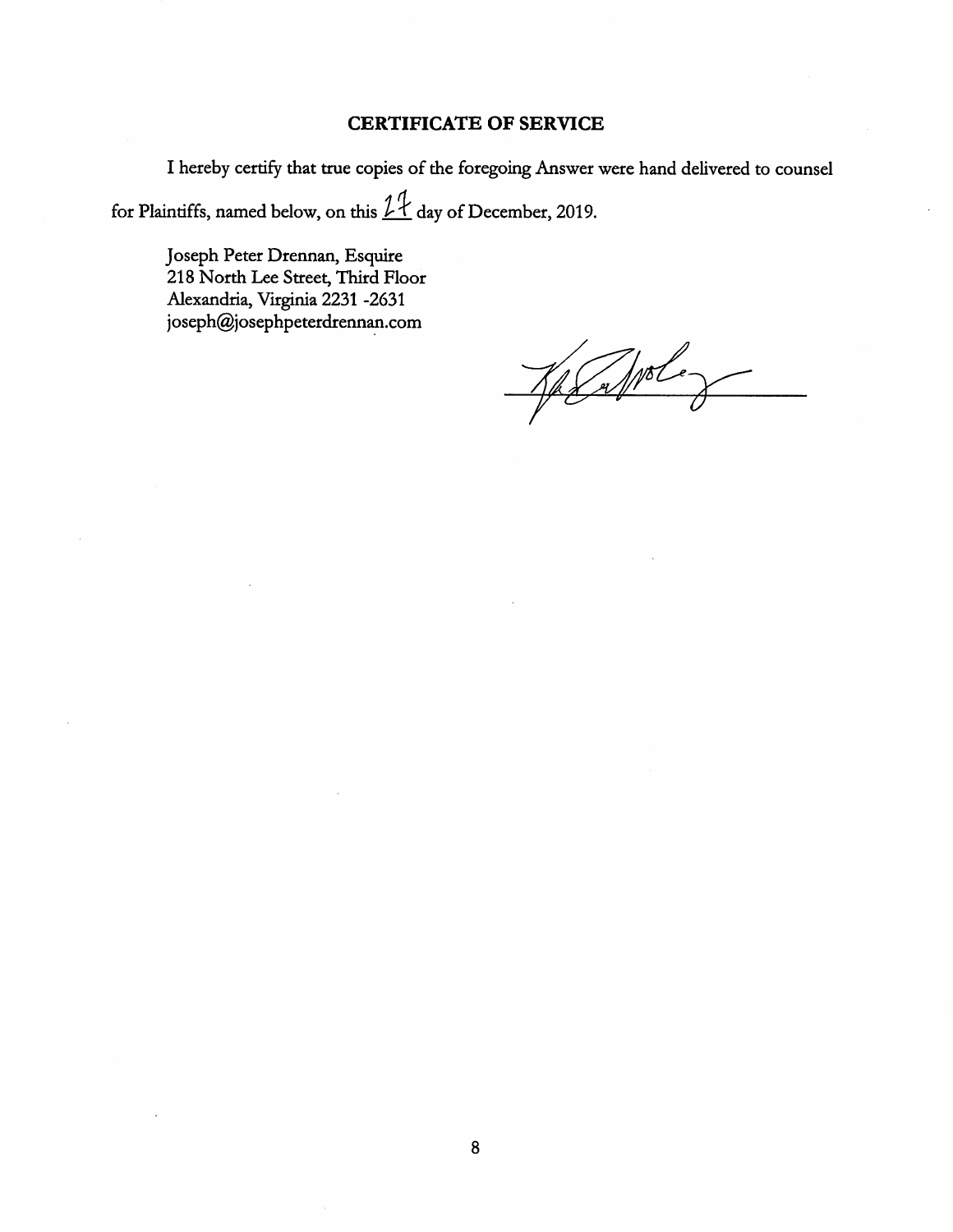## CERTIFICATE OF SERVICE

I hereby certify that true copies of the foregoing Answer were hand delivered to counsel for Plaintiffs, named below, on this 27 day of December, 2019.

Joseph Peter Drennan, Esquire
218 North Lee Street, Third Floor
Alexandria, Virginia 2231 -2631
joseph@josephpeterdrennan.com